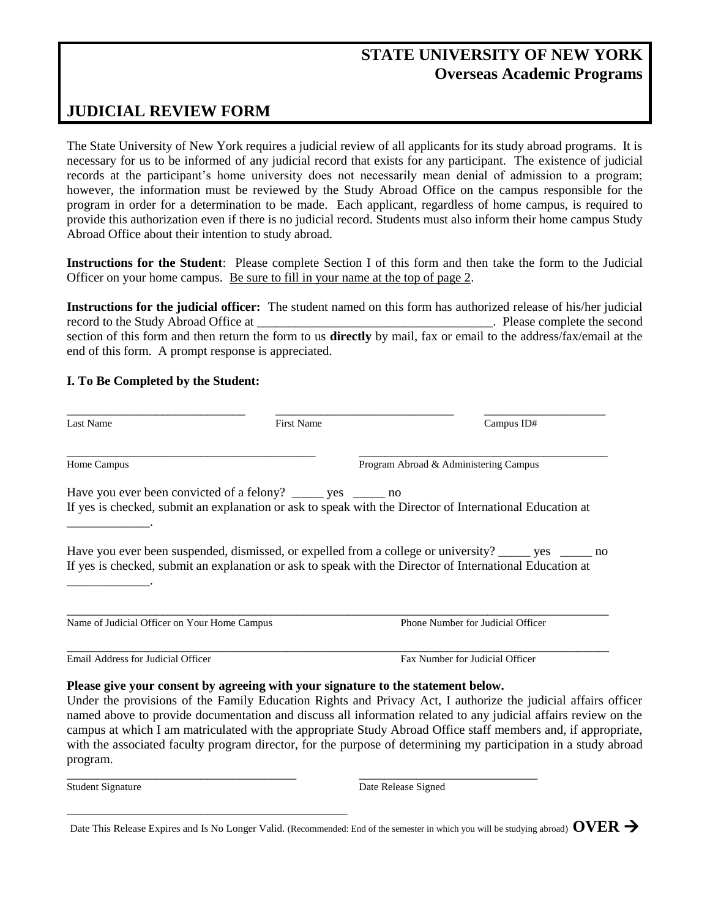**STATE UNIVERSITY OF NEW YORK**
**Overseas Academic Programs**

# JUDICIAL REVIEW FORM

The State University of New York requires a judicial review of all applicants for its study abroad programs. It is necessary for us to be informed of any judicial record that exists for any participant. The existence of judicial records at the participant's home university does not necessarily mean denial of admission to a program; however, the information must be reviewed by the Study Abroad Office on the campus responsible for the program in order for a determination to be made. Each applicant, regardless of home campus, is required to provide this authorization even if there is no judicial record. Students must also inform their home campus Study Abroad Office about their intention to study abroad.

**Instructions for the Student**: Please complete Section I of this form and then take the form to the Judicial Officer on your home campus. <u>Be sure to fill in your name at the top of page 2</u>.

**Instructions for the judicial officer:** The student named on this form has authorized release of his/her judicial record to the Study Abroad Office at ____________________________________. Please complete the second section of this form and then return the form to us **directly** by mail, fax or email to the address/fax/email at the end of this form. A prompt response is appreciated.

### I. To Be Completed by the Student:

______________________________ ______________________________ ____________________
Last Name First Name Campus ID#

___________________________________________ ___________________________________________
Home Campus Program Abroad & Administering Campus

Have you ever been convicted of a felony? _____ yes _____ no
If yes is checked, submit an explanation or ask to speak with the Director of International Education at _____________.

Have you ever been suspended, dismissed, or expelled from a college or university? _____ yes _____ no
If yes is checked, submit an explanation or ask to speak with the Director of International Education at _____________.

____________________________________________________________________________________________
Name of Judicial Officer on Your Home Campus Phone Number for Judicial Officer

____________________________________________________________________________________________
Email Address for Judicial Officer Fax Number for Judicial Officer

**Please give your consent by agreeing with your signature to the statement below.**
Under the provisions of the Family Education Rights and Privacy Act, I authorize the judicial affairs officer named above to provide documentation and discuss all information related to any judicial affairs review on the campus at which I am matriculated with the appropriate Study Abroad Office staff members and, if appropriate, with the associated faculty program director, for the purpose of determining my participation in a study abroad program.

_____________________________________ _____________________________
Student Signature Date Release Signed

_______________________________________________
Date This Release Expires and Is No Longer Valid. (Recommended: End of the semester in which you will be studying abroad) **OVER →**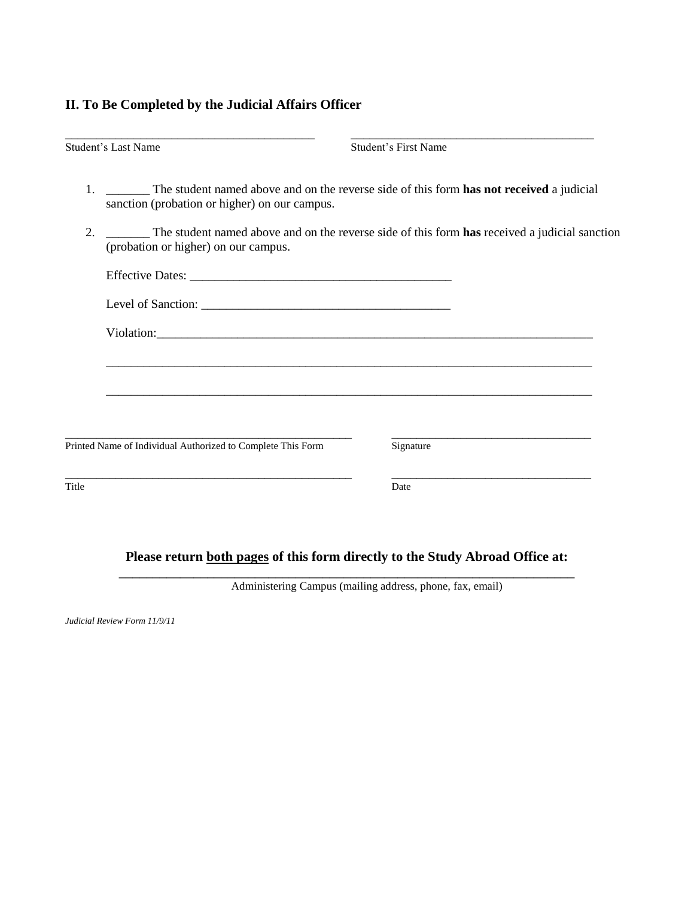### II. To Be Completed by the Judicial Affairs Officer

_________________________________________ _________________________________________
Student's Last Name Student's First Name

1. _______ The student named above and on the reverse side of this form **has not received** a judicial sanction (probation or higher) on our campus.

2. _______ The student named above and on the reverse side of this form **has** received a judicial sanction (probation or higher) on our campus.

   Effective Dates: __________________________________________

   Level of Sanction: ________________________________________

   Violation:__________________________________________________________________________

   ___________________________________________________________________________________

   ___________________________________________________________________________________

_________________________________________________ ___________________________________
Printed Name of Individual Authorized to Complete This Form Signature

_________________________________________________ ___________________________________
Title Date

**Please return both pages of this form directly to the Study Abroad Office at:**

**_____________________________________________________________________________**
Administering Campus (mailing address, phone, fax, email)

*Judicial Review Form 11/9/11*